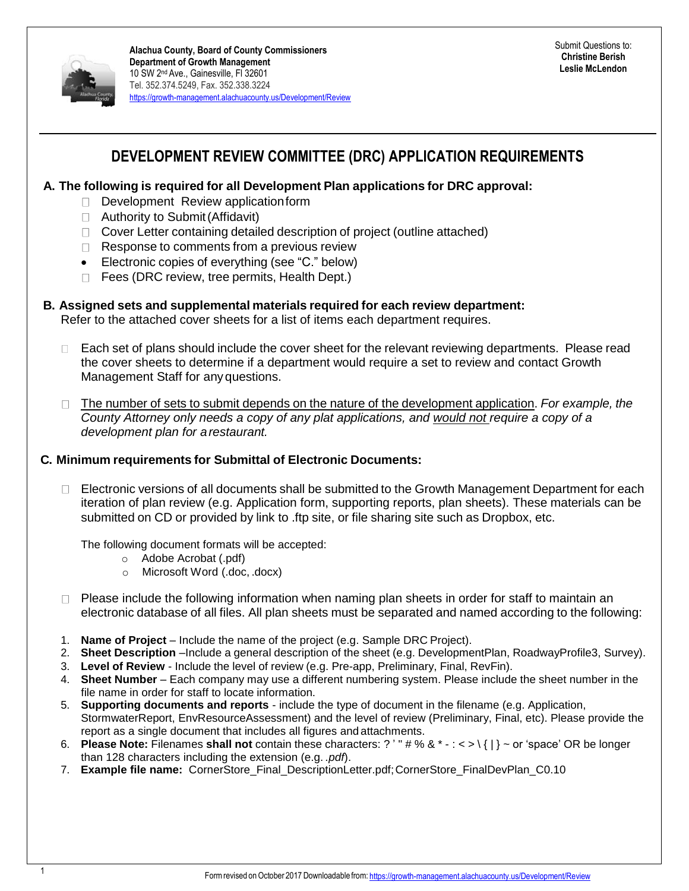**Alachua County, Board of County Commissioners**
**Department of Growth Management**
10 SW 2nd Ave., Gainesville, Fl 32601
Tel. 352.374.5249, Fax. 352.338.3224
https://growth-management.alachuacounty.us/Development/Review

Submit Questions to:
**Christine Berish**
**Leslie McLendon**

# DEVELOPMENT REVIEW COMMITTEE (DRC) APPLICATION REQUIREMENTS

## A. The following is required for all Development Plan applications for DRC approval:

- ☐ Development Review application form
- ☐ Authority to Submit (Affidavit)
- ☐ Cover Letter containing detailed description of project (outline attached)
- ☐ Response to comments from a previous review
- Electronic copies of everything (see "C." below)
- ☐ Fees (DRC review, tree permits, Health Dept.)

## B. Assigned sets and supplemental materials required for each review department:

Refer to the attached cover sheets for a list of items each department requires.

- ☐ Each set of plans should include the cover sheet for the relevant reviewing departments. Please read the cover sheets to determine if a department would require a set to review and contact Growth Management Staff for any questions.

- ☐ The number of sets to submit depends on the nature of the development application. *For example, the County Attorney only needs a copy of any plat applications, and would not require a copy of a development plan for a restaurant.*

## C. Minimum requirements for Submittal of Electronic Documents:

- ☐ Electronic versions of all documents shall be submitted to the Growth Management Department for each iteration of plan review (e.g. Application form, supporting reports, plan sheets). These materials can be submitted on CD or provided by link to .ftp site, or file sharing site such as Dropbox, etc.

  The following document formats will be accepted:
  - Adobe Acrobat (.pdf)
  - Microsoft Word (.doc, .docx)

- ☐ Please include the following information when naming plan sheets in order for staff to maintain an electronic database of all files. All plan sheets must be separated and named according to the following:

1. **Name of Project** – Include the name of the project (e.g. Sample DRC Project).
2. **Sheet Description** –Include a general description of the sheet (e.g. DevelopmentPlan, RoadwayProfile3, Survey).
3. **Level of Review** - Include the level of review (e.g. Pre-app, Preliminary, Final, RevFin).
4. **Sheet Number** – Each company may use a different numbering system. Please include the sheet number in the file name in order for staff to locate information.
5. **Supporting documents and reports** - include the type of document in the filename (e.g. Application, StormwaterReport, EnvResourceAssessment) and the level of review (Preliminary, Final, etc). Please provide the report as a single document that includes all figures and attachments.
6. **Please Note:** Filenames **shall not** contain these characters: ? ' " # % & * - : < > \ { | } ~ or 'space' OR be longer than 128 characters including the extension (e.g. *.pdf*).
7. **Example file name:** CornerStore_Final_DescriptionLetter.pdf; CornerStore_FinalDevPlan_C0.10

Form revised on October 2017 Downloadable from: https://growth-management.alachuacounty.us/Development/Review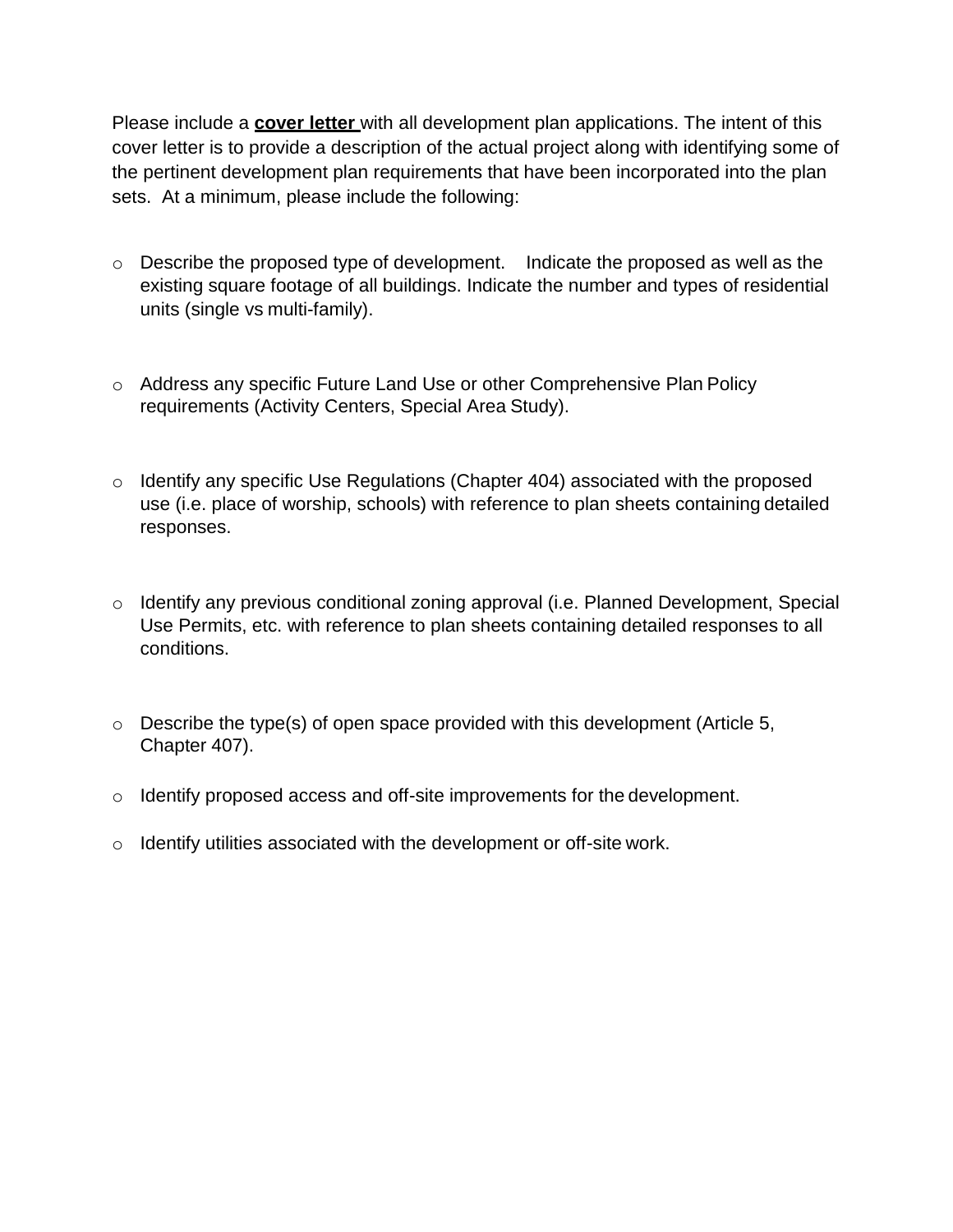Please include a **cover letter** with all development plan applications. The intent of this cover letter is to provide a description of the actual project along with identifying some of the pertinent development plan requirements that have been incorporated into the plan sets. At a minimum, please include the following:

- Describe the proposed type of development. Indicate the proposed as well as the existing square footage of all buildings. Indicate the number and types of residential units (single vs multi-family).

- Address any specific Future Land Use or other Comprehensive Plan Policy requirements (Activity Centers, Special Area Study).

- Identify any specific Use Regulations (Chapter 404) associated with the proposed use (i.e. place of worship, schools) with reference to plan sheets containing detailed responses.

- Identify any previous conditional zoning approval (i.e. Planned Development, Special Use Permits, etc. with reference to plan sheets containing detailed responses to all conditions.

- Describe the type(s) of open space provided with this development (Article 5, Chapter 407).

- Identify proposed access and off-site improvements for the development.

- Identify utilities associated with the development or off-site work.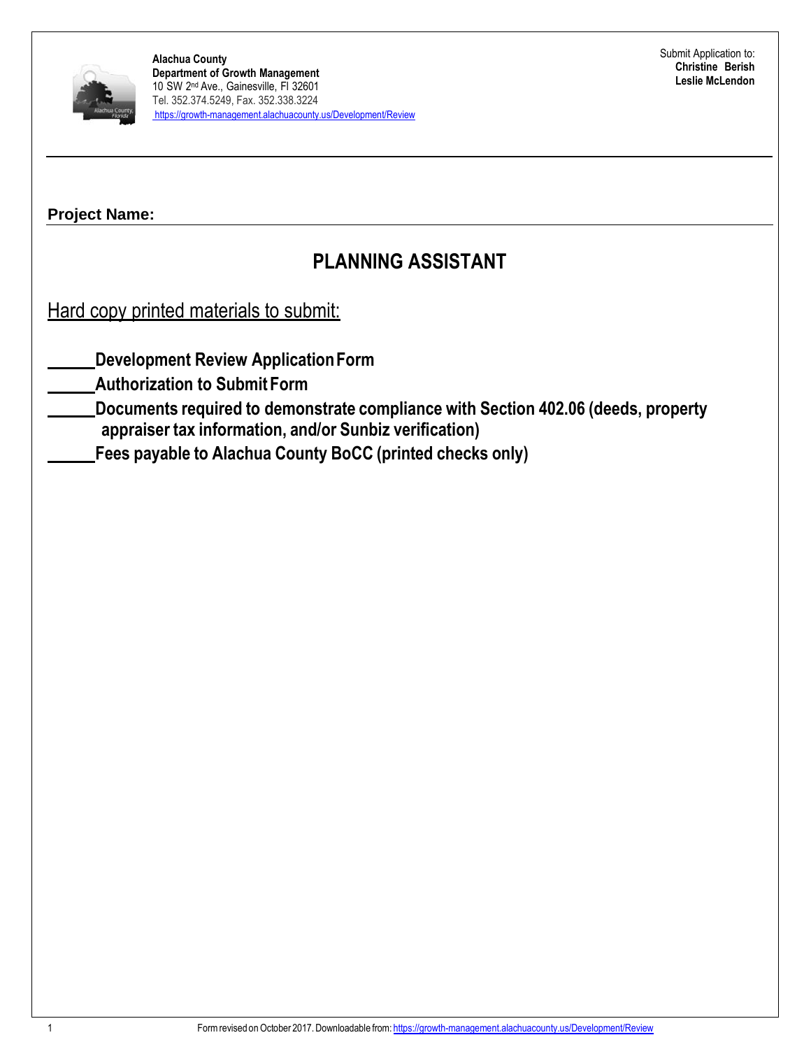**Alachua County**
**Department of Growth Management**
10 SW 2nd Ave., Gainesville, Fl 32601
Tel. 352.374.5249, Fax. 352.338.3224
https://growth-management.alachuacounty.us/Development/Review

Submit Application to:
**Christine Berish**
**Leslie McLendon**

---

**Project Name:**

# PLANNING ASSISTANT

Hard copy printed materials to submit:

_____ **Development Review Application Form**
_____ **Authorization to Submit Form**
_____ **Documents required to demonstrate compliance with Section 402.06 (deeds, property appraiser tax information, and/or Sunbiz verification)**
_____ **Fees payable to Alachua County BoCC (printed checks only)**

Form revised on October 2017. Downloadable from: https://growth-management.alachuacounty.us/Development/Review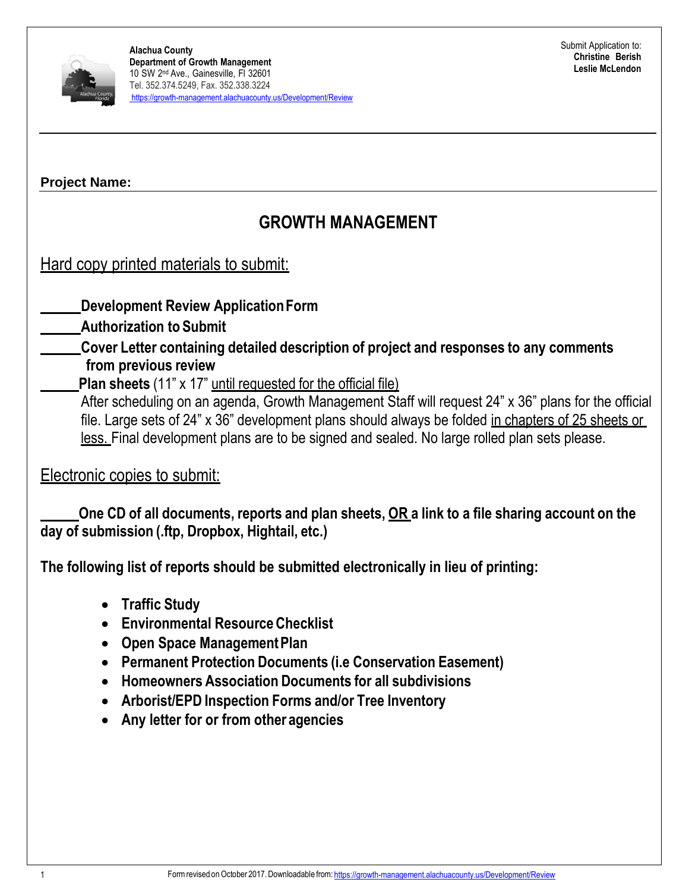**Alachua County**
**Department of Growth Management**
10 SW 2nd Ave., Gainesville, Fl 32601
Tel. 352.374.5249, Fax. 352.338.3224
https://growth-management.alachuacounty.us/Development/Review

Submit Application to:
**Christine Berish**
**Leslie McLendon**

---

**Project Name:**

## GROWTH MANAGEMENT

Hard copy printed materials to submit:

______**Development Review Application Form**
______**Authorization to Submit**
______**Cover Letter containing detailed description of project and responses to any comments from previous review**
______**Plan sheets** (11" x 17" until requested for the official file)
After scheduling on an agenda, Growth Management Staff will request 24" x 36" plans for the official file. Large sets of 24" x 36" development plans should always be folded in chapters of 25 sheets or less. Final development plans are to be signed and sealed. No large rolled plan sets please.

Electronic copies to submit:

______**One CD of all documents, reports and plan sheets, OR a link to a file sharing account on the day of submission (.ftp, Dropbox, Hightail, etc.)**

**The following list of reports should be submitted electronically in lieu of printing:**

- **Traffic Study**
- **Environmental Resource Checklist**
- **Open Space Management Plan**
- **Permanent Protection Documents (i.e Conservation Easement)**
- **Homeowners Association Documents for all subdivisions**
- **Arborist/EPD Inspection Forms and/or Tree Inventory**
- **Any letter for or from other agencies**

Form revised on October 2017. Downloadable from: https://growth-management.alachuacounty.us/Development/Review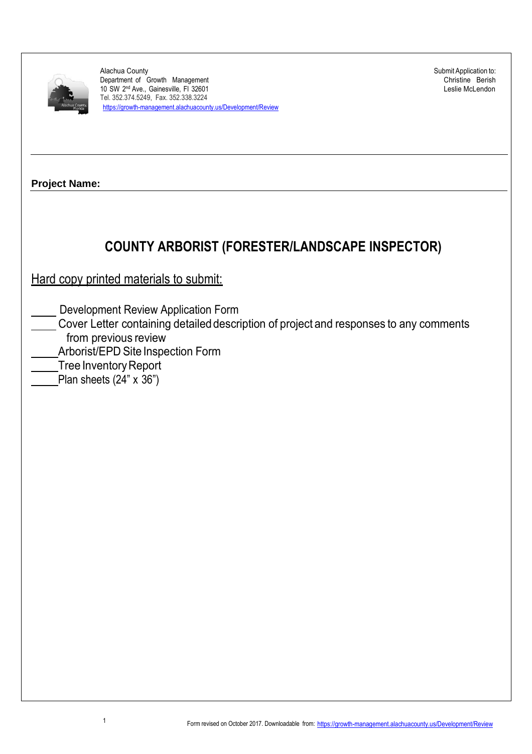Alachua County
Department of Growth Management
10 SW 2nd Ave., Gainesville, Fl 32601
Tel. 352.374.5249, Fax. 352.338.3224
https://growth-management.alachuacounty.us/Development/Review

Submit Application to:
Christine Berish
Leslie McLendon

---

**Project Name:**

---

# COUNTY ARBORIST (FORESTER/LANDSCAPE INSPECTOR)

## Hard copy printed materials to submit:

\_\_\_\_ Development Review Application Form
\_\_\_\_ Cover Letter containing detailed description of project and responses to any comments from previous review
\_\_\_\_ Arborist/EPD Site Inspection Form
\_\_\_\_ Tree Inventory Report
\_\_\_\_ Plan sheets (24" x 36")

Form revised on October 2017. Downloadable from: https://growth-management.alachuacounty.us/Development/Review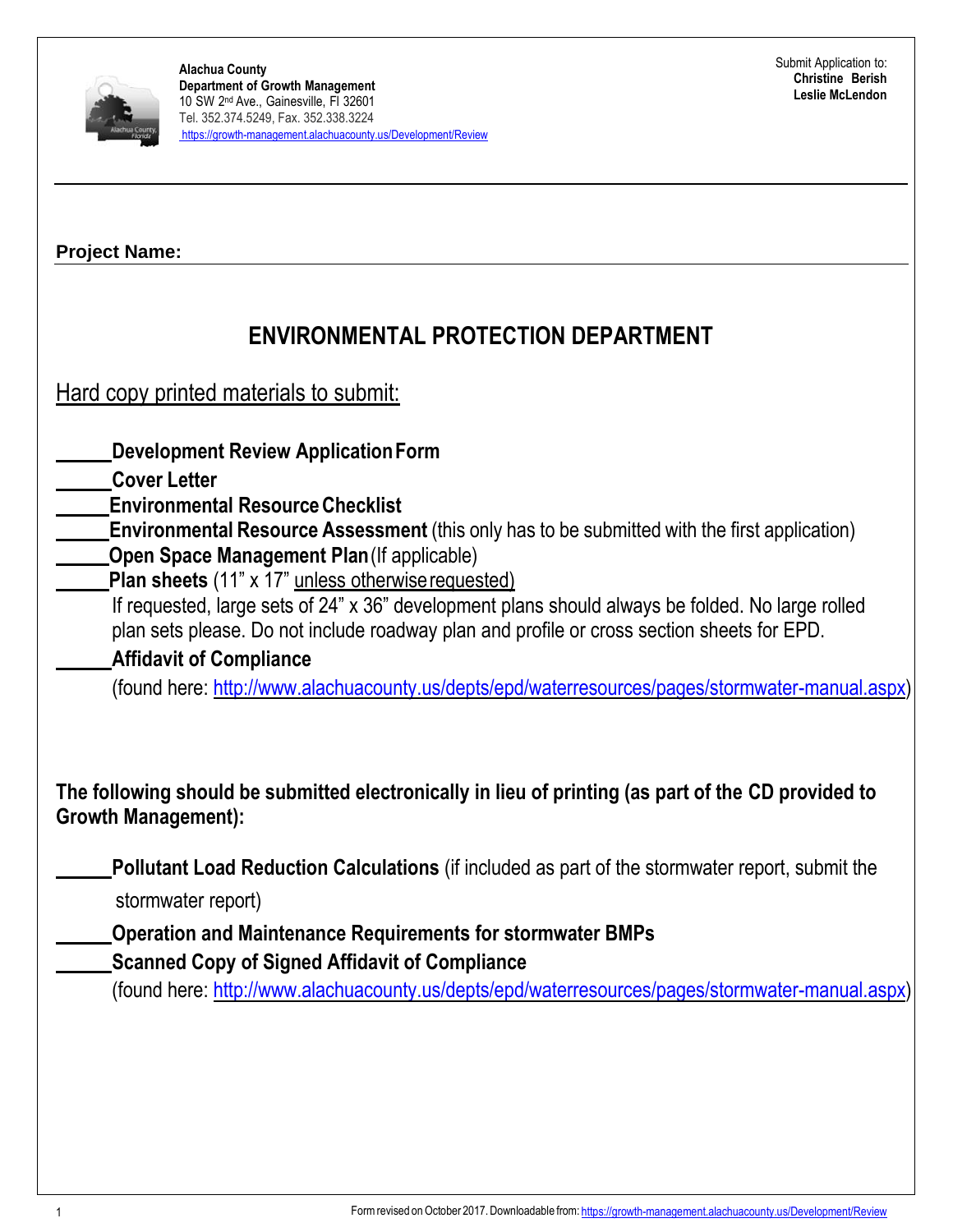**Alachua County**
**Department of Growth Management**
10 SW 2nd Ave., Gainesville, Fl 32601
Tel. 352.374.5249, Fax. 352.338.3224
https://growth-management.alachuacounty.us/Development/Review

Submit Application to:
**Christine Berish**
**Leslie McLendon**

**Project Name:**

# ENVIRONMENTAL PROTECTION DEPARTMENT

Hard copy printed materials to submit:

_____ **Development Review Application Form**
_____ **Cover Letter**
_____ **Environmental Resource Checklist**
_____ **Environmental Resource Assessment** (this only has to be submitted with the first application)
_____ **Open Space Management Plan** (If applicable)
_____ **Plan sheets** (11" x 17" unless otherwise requested)
If requested, large sets of 24" x 36" development plans should always be folded. No large rolled plan sets please. Do not include roadway plan and profile or cross section sheets for EPD.
_____ **Affidavit of Compliance**
(found here: http://www.alachuacounty.us/depts/epd/waterresources/pages/stormwater-manual.aspx)

**The following should be submitted electronically in lieu of printing (as part of the CD provided to Growth Management):**

_____ **Pollutant Load Reduction Calculations** (if included as part of the stormwater report, submit the stormwater report)
_____ **Operation and Maintenance Requirements for stormwater BMPs**
_____ **Scanned Copy of Signed Affidavit of Compliance**
(found here: http://www.alachuacounty.us/depts/epd/waterresources/pages/stormwater-manual.aspx)

Form revised on October 2017. Downloadable from: https://growth-management.alachuacounty.us/Development/Review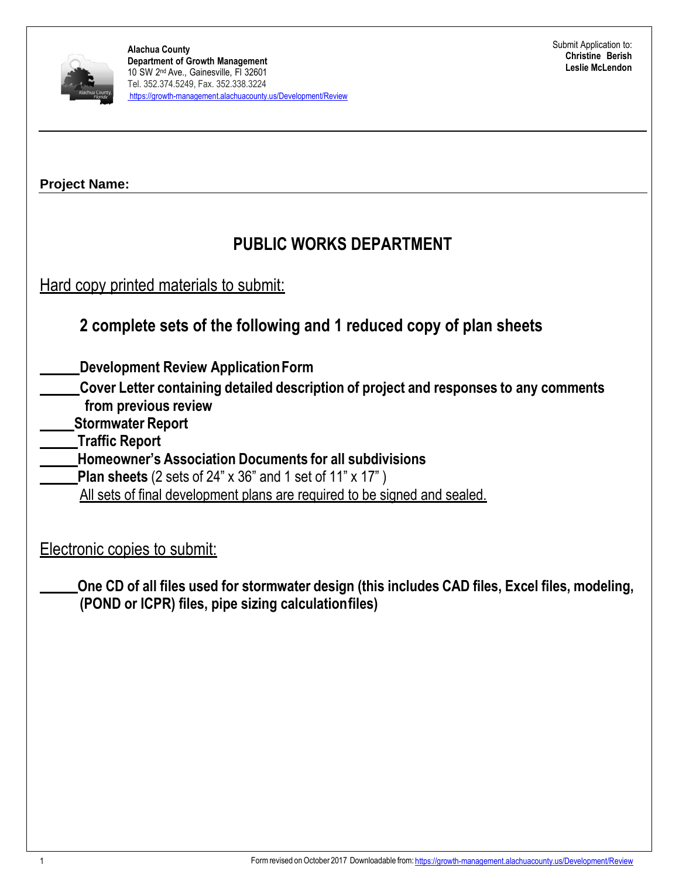Alachua County
**Department of Growth Management**
10 SW 2nd Ave., Gainesville, Fl 32601
Tel. 352.374.5249, Fax. 352.338.3224
https://growth-management.alachuacounty.us/Development/Review

Submit Application to:
**Christine Berish**
**Leslie McLendon**

**Project Name:**

# PUBLIC WORKS DEPARTMENT

Hard copy printed materials to submit:

**2 complete sets of the following and 1 reduced copy of plan sheets**

_____ **Development Review Application Form**
_____ **Cover Letter containing detailed description of project and responses to any comments from previous review**
_____ **Stormwater Report**
_____ **Traffic Report**
_____ **Homeowner's Association Documents for all subdivisions**
_____ **Plan sheets** (2 sets of 24" x 36" and 1 set of 11" x 17" )
All sets of final development plans are required to be signed and sealed.

Electronic copies to submit:

_____ **One CD of all files used for stormwater design (this includes CAD files, Excel files, modeling, (POND or ICPR) files, pipe sizing calculation files)**

Form revised on October 2017 Downloadable from: https://growth-management.alachuacounty.us/Development/Review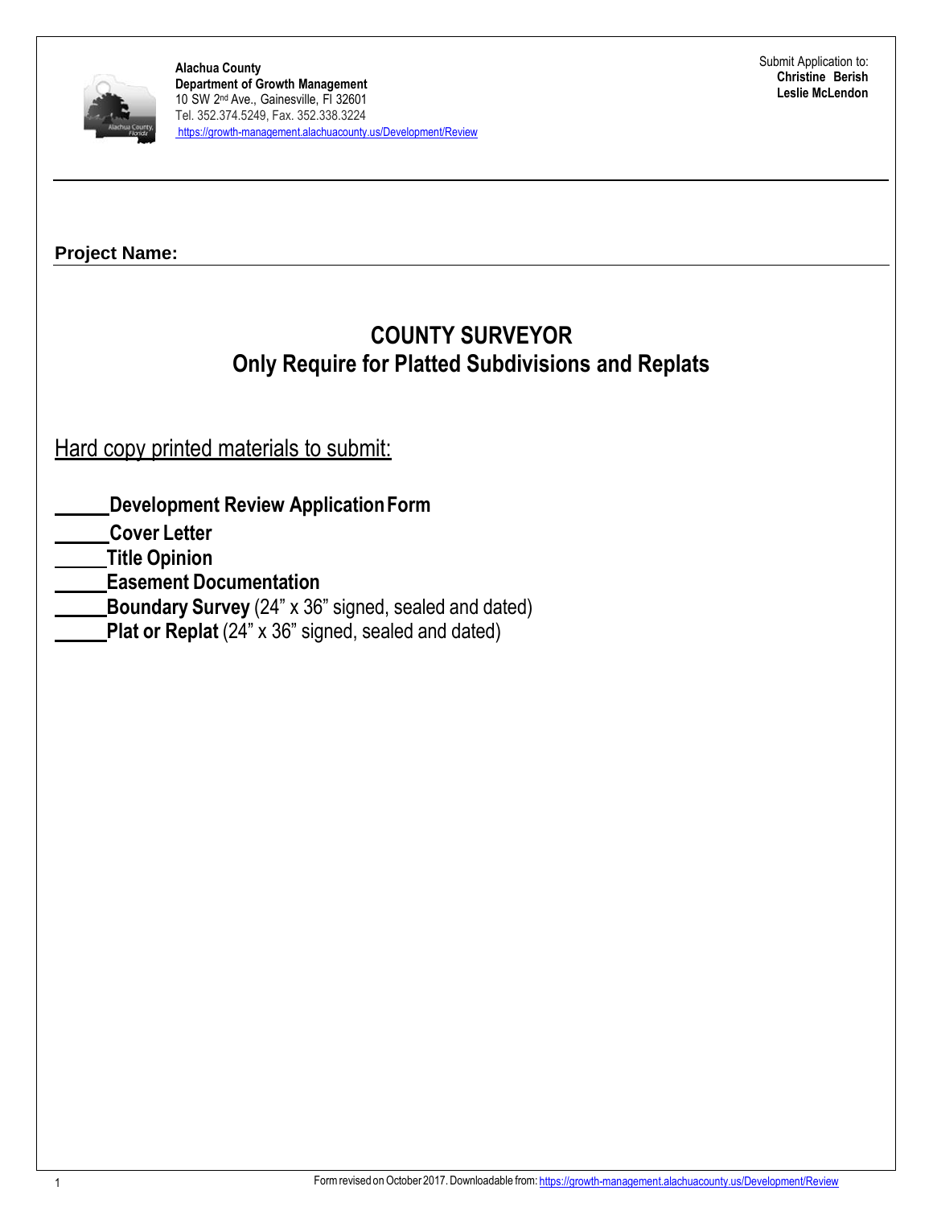**Alachua County**
**Department of Growth Management**
10 SW 2nd Ave., Gainesville, Fl 32601
Tel. 352.374.5249, Fax. 352.338.3224
https://growth-management.alachuacounty.us/Development/Review

Submit Application to:
**Christine Berish**
**Leslie McLendon**

**Project Name:**

# COUNTY SURVEYOR
## Only Require for Platted Subdivisions and Replats

Hard copy printed materials to submit:

_____ **Development Review Application Form**
_____ **Cover Letter**
_____ **Title Opinion**
_____ **Easement Documentation**
_____ **Boundary Survey** (24" x 36" signed, sealed and dated)
_____ **Plat or Replat** (24" x 36" signed, sealed and dated)

Form revised on October 2017. Downloadable from: https://growth-management.alachuacounty.us/Development/Review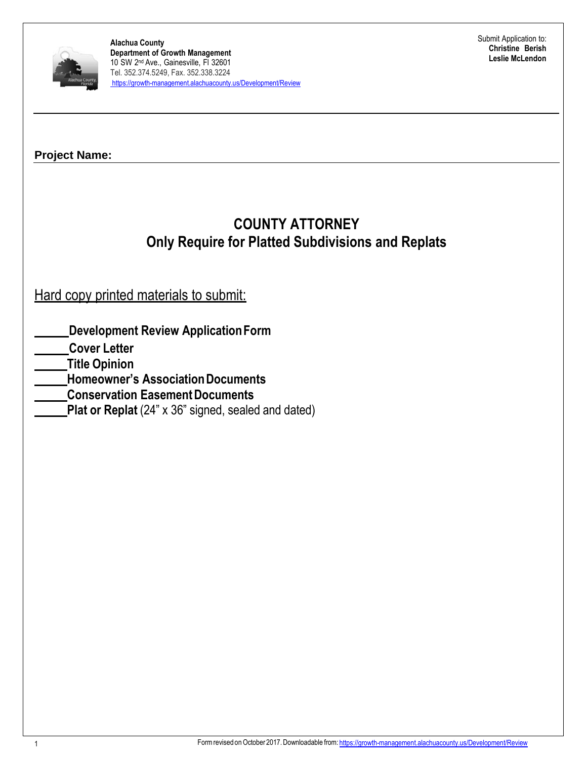**Alachua County**
**Department of Growth Management**
10 SW 2nd Ave., Gainesville, Fl 32601
Tel. 352.374.5249, Fax. 352.338.3224
https://growth-management.alachuacounty.us/Development/Review

Submit Application to:
**Christine Berish**
**Leslie McLendon**

---

**Project Name:**

# COUNTY ATTORNEY
## Only Require for Platted Subdivisions and Replats

Hard copy printed materials to submit:

_____ **Development Review Application Form**
_____ **Cover Letter**
_____ **Title Opinion**
_____ **Homeowner's Association Documents**
_____ **Conservation Easement Documents**
_____ **Plat or Replat** (24" x 36" signed, sealed and dated)

Form revised on October 2017. Downloadable from: https://growth-management.alachuacounty.us/Development/Review